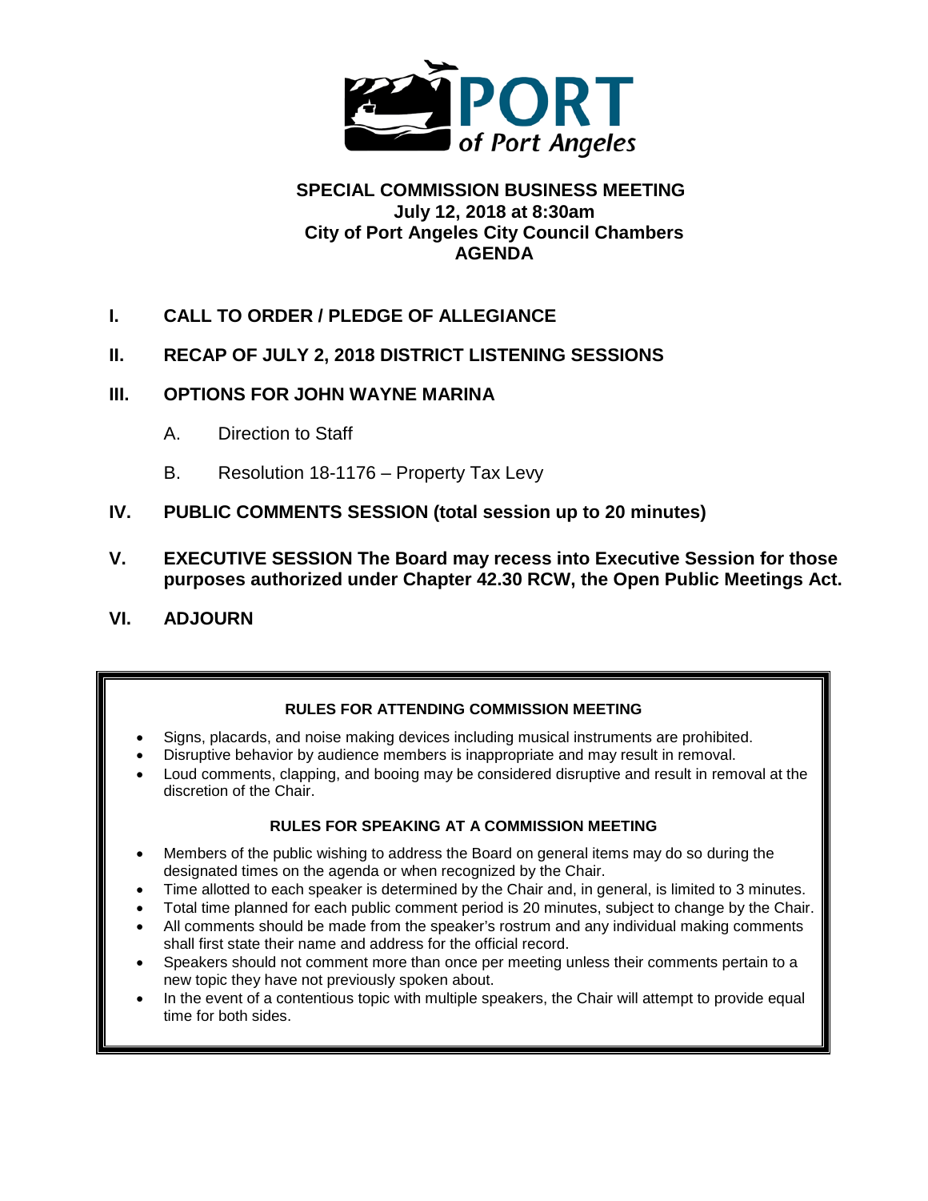PORT of Port Angeles

**SPECIAL COMMISSION BUSINESS MEETING**
**July 12, 2018 at 8:30am**
**City of Port Angeles City Council Chambers**
**AGENDA**

**I. CALL TO ORDER / PLEDGE OF ALLEGIANCE**

**II. RECAP OF JULY 2, 2018 DISTRICT LISTENING SESSIONS**

**III. OPTIONS FOR JOHN WAYNE MARINA**

A. Direction to Staff

B. Resolution 18-1176 – Property Tax Levy

**IV. PUBLIC COMMENTS SESSION (total session up to 20 minutes)**

**V. EXECUTIVE SESSION The Board may recess into Executive Session for those purposes authorized under Chapter 42.30 RCW, the Open Public Meetings Act.**

**VI. ADJOURN**

**RULES FOR ATTENDING COMMISSION MEETING**

- Signs, placards, and noise making devices including musical instruments are prohibited.
- Disruptive behavior by audience members is inappropriate and may result in removal.
- Loud comments, clapping, and booing may be considered disruptive and result in removal at the discretion of the Chair.

**RULES FOR SPEAKING AT A COMMISSION MEETING**

- Members of the public wishing to address the Board on general items may do so during the designated times on the agenda or when recognized by the Chair.
- Time allotted to each speaker is determined by the Chair and, in general, is limited to 3 minutes.
- Total time planned for each public comment period is 20 minutes, subject to change by the Chair.
- All comments should be made from the speaker's rostrum and any individual making comments shall first state their name and address for the official record.
- Speakers should not comment more than once per meeting unless their comments pertain to a new topic they have not previously spoken about.
- In the event of a contentious topic with multiple speakers, the Chair will attempt to provide equal time for both sides.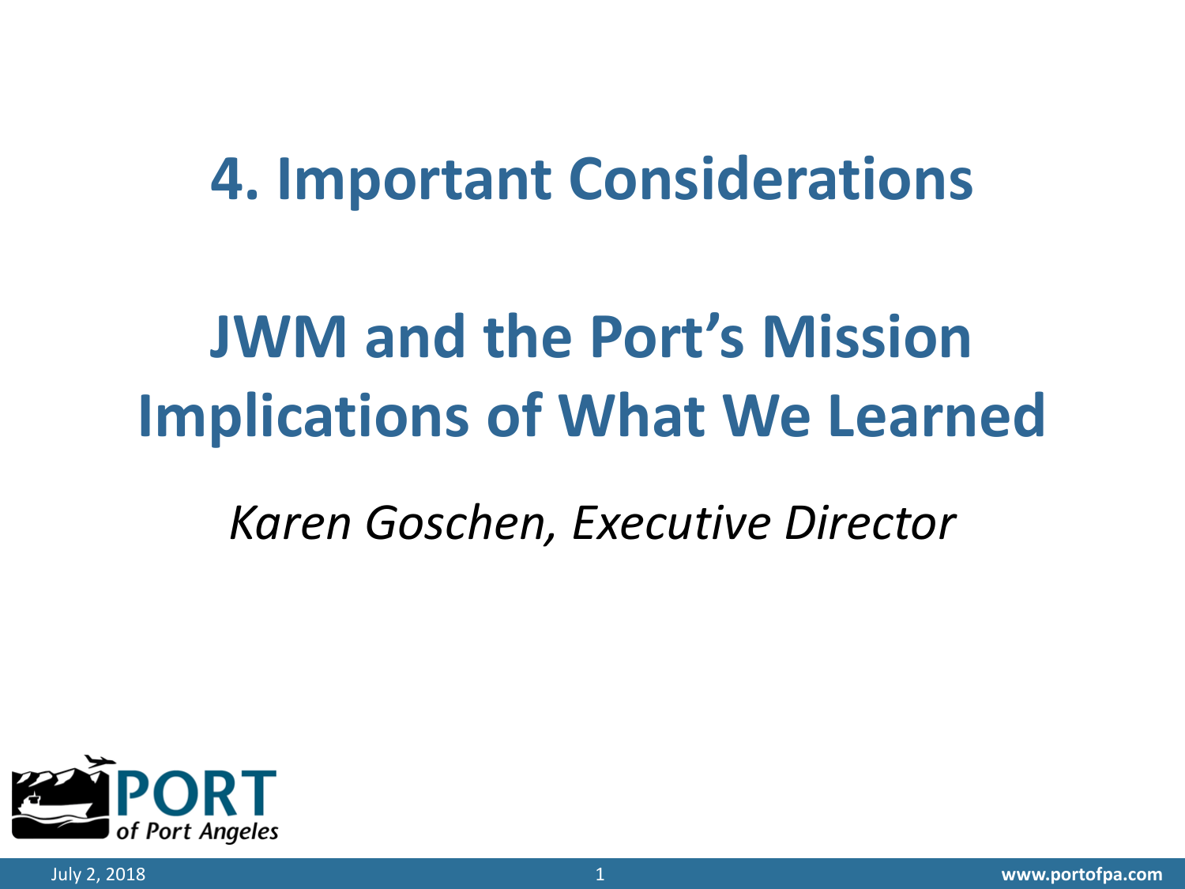# 4. Important Considerations

# JWM and the Port's Mission Implications of What We Learned

*Karen Goschen, Executive Director*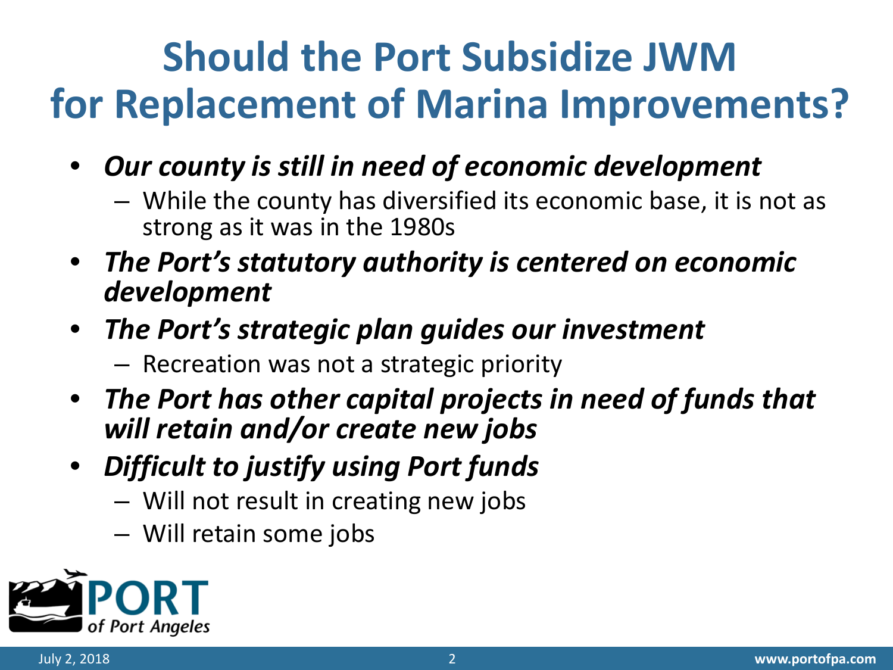# Should the Port Subsidize JWM for Replacement of Marina Improvements?

- ***Our county is still in need of economic development***
  - While the county has diversified its economic base, it is not as strong as it was in the 1980s
- ***The Port's statutory authority is centered on economic development***
- ***The Port's strategic plan guides our investment***
  - Recreation was not a strategic priority
- ***The Port has other capital projects in need of funds that will retain and/or create new jobs***
- ***Difficult to justify using Port funds***
  - Will not result in creating new jobs
  - Will retain some jobs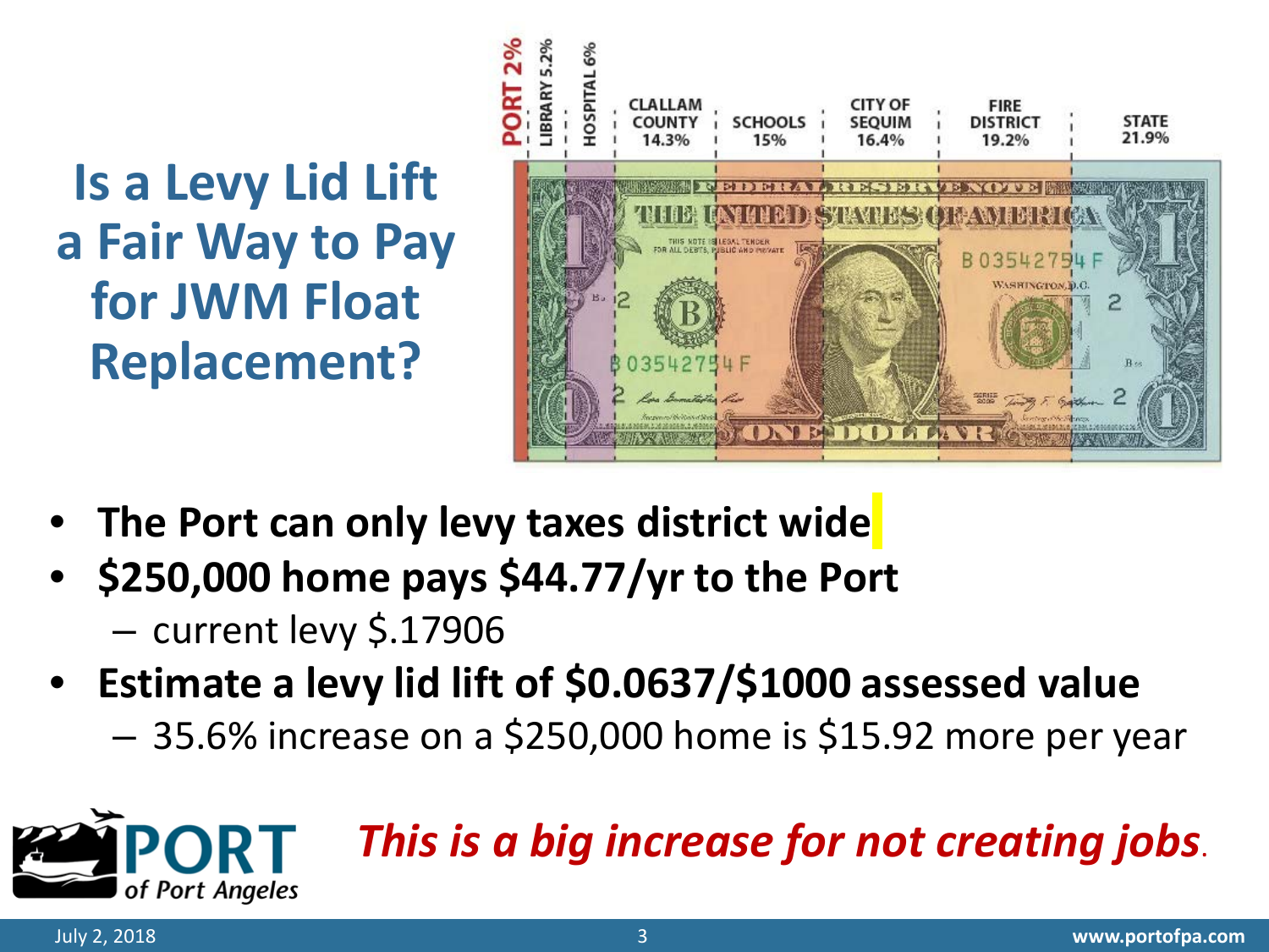# Is a Levy Lid Lift a Fair Way to Pay for JWM Float Replacement?

| PORT 2% | LIBRARY 5.2% | HOSPITAL 6% | CLALLAM COUNTY 14.3% | SCHOOLS 15% | CITY OF SEQUIM 16.4% | FIRE DISTRICT 19.2% | STATE 21.9% |
| --- | --- | --- | --- | --- | --- | --- | --- |

- **The Port can only levy taxes district wide**
- **$250,000 home pays $44.77/yr to the Port**
  - current levy $.17906
- **Estimate a levy lid lift of $0.0637/$1000 assessed value**
  - 35.6% increase on a $250,000 home is $15.92 more per year

***This is a big increase for not creating jobs*.**

PORT of Port Angeles

July 2, 2018 www.portofpa.com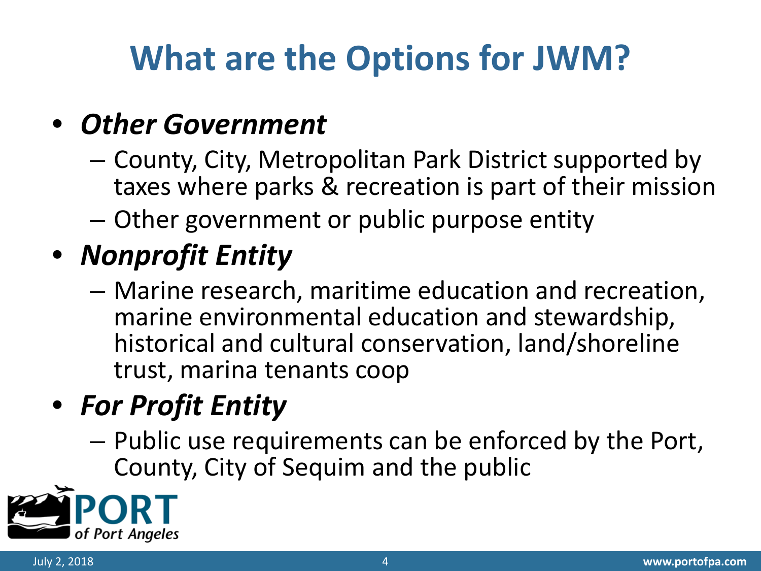# What are the Options for JWM?

- ***Other Government***
  - County, City, Metropolitan Park District supported by taxes where parks & recreation is part of their mission
  - Other government or public purpose entity
- ***Nonprofit Entity***
  - Marine research, maritime education and recreation, marine environmental education and stewardship, historical and cultural conservation, land/shoreline trust, marina tenants coop
- ***For Profit Entity***
  - Public use requirements can be enforced by the Port, County, City of Sequim and the public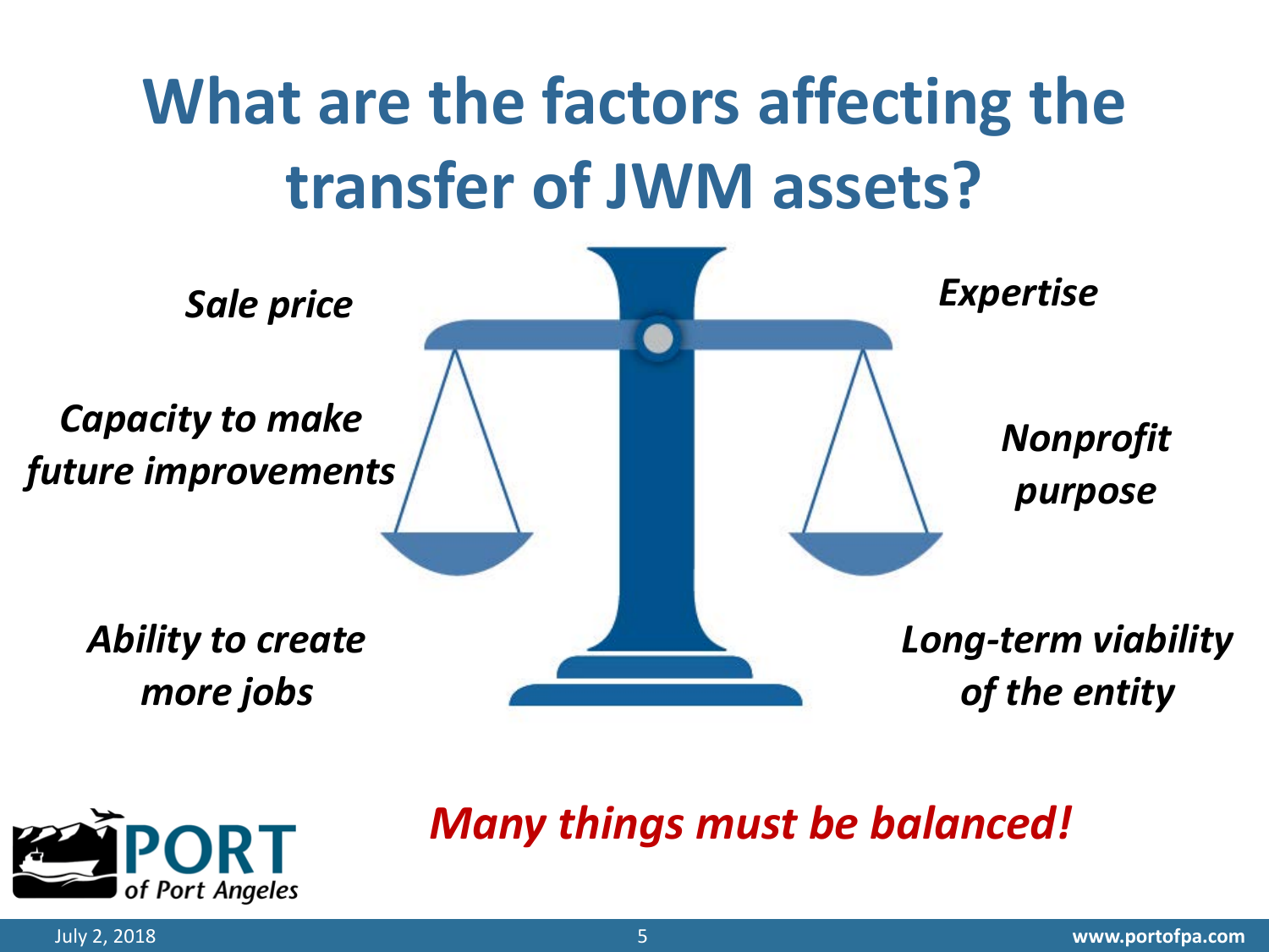# What are the factors affecting the transfer of JWM assets?

*Sale price*

*Capacity to make future improvements*

*Ability to create more jobs*

*Expertise*

*Nonprofit purpose*

*Long-term viability of the entity*

***Many things must be balanced!***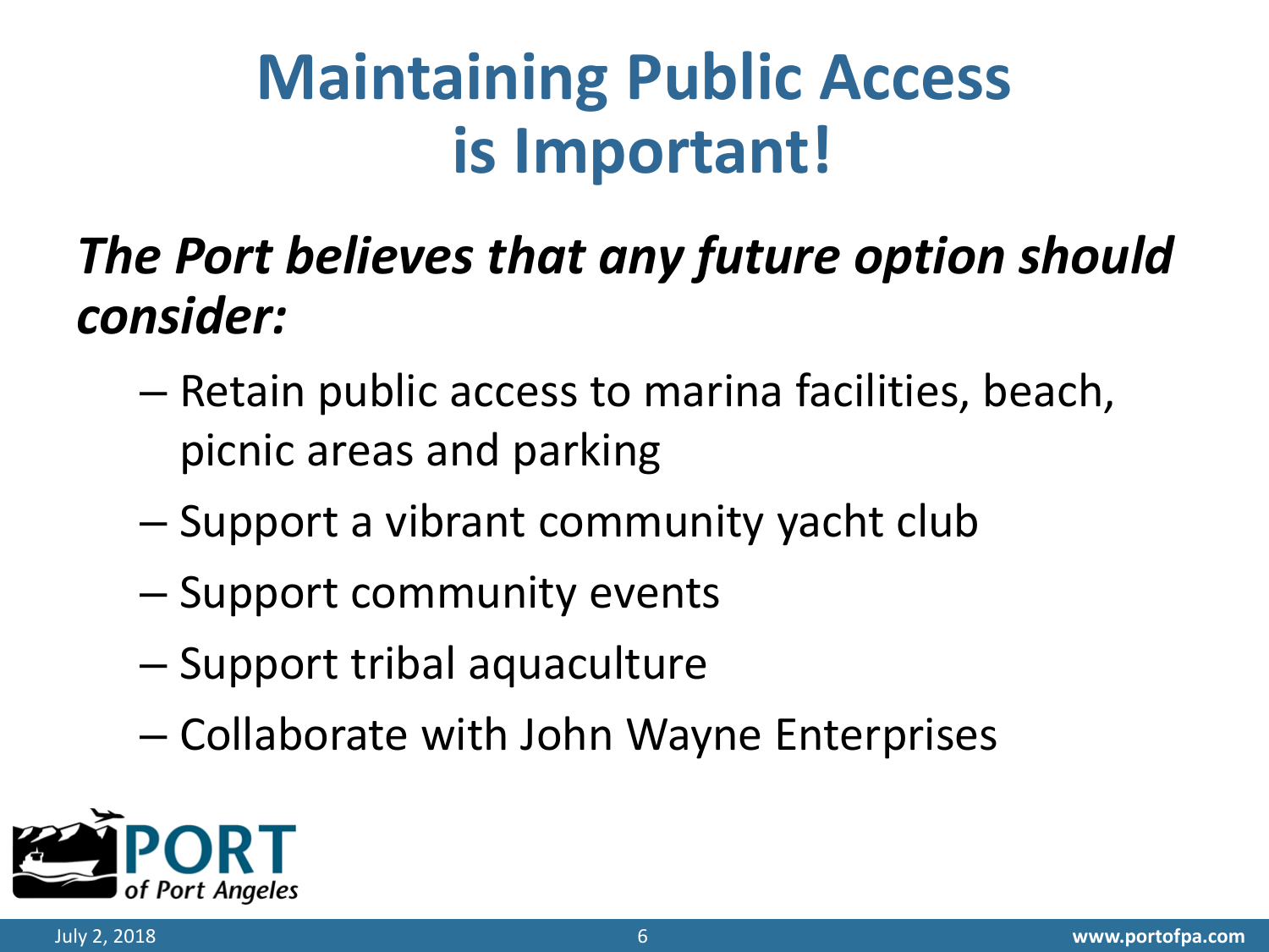# Maintaining Public Access is Important!

***The Port believes that any future option should consider:***

- Retain public access to marina facilities, beach, picnic areas and parking
- Support a vibrant community yacht club
- Support community events
- Support tribal aquaculture
- Collaborate with John Wayne Enterprises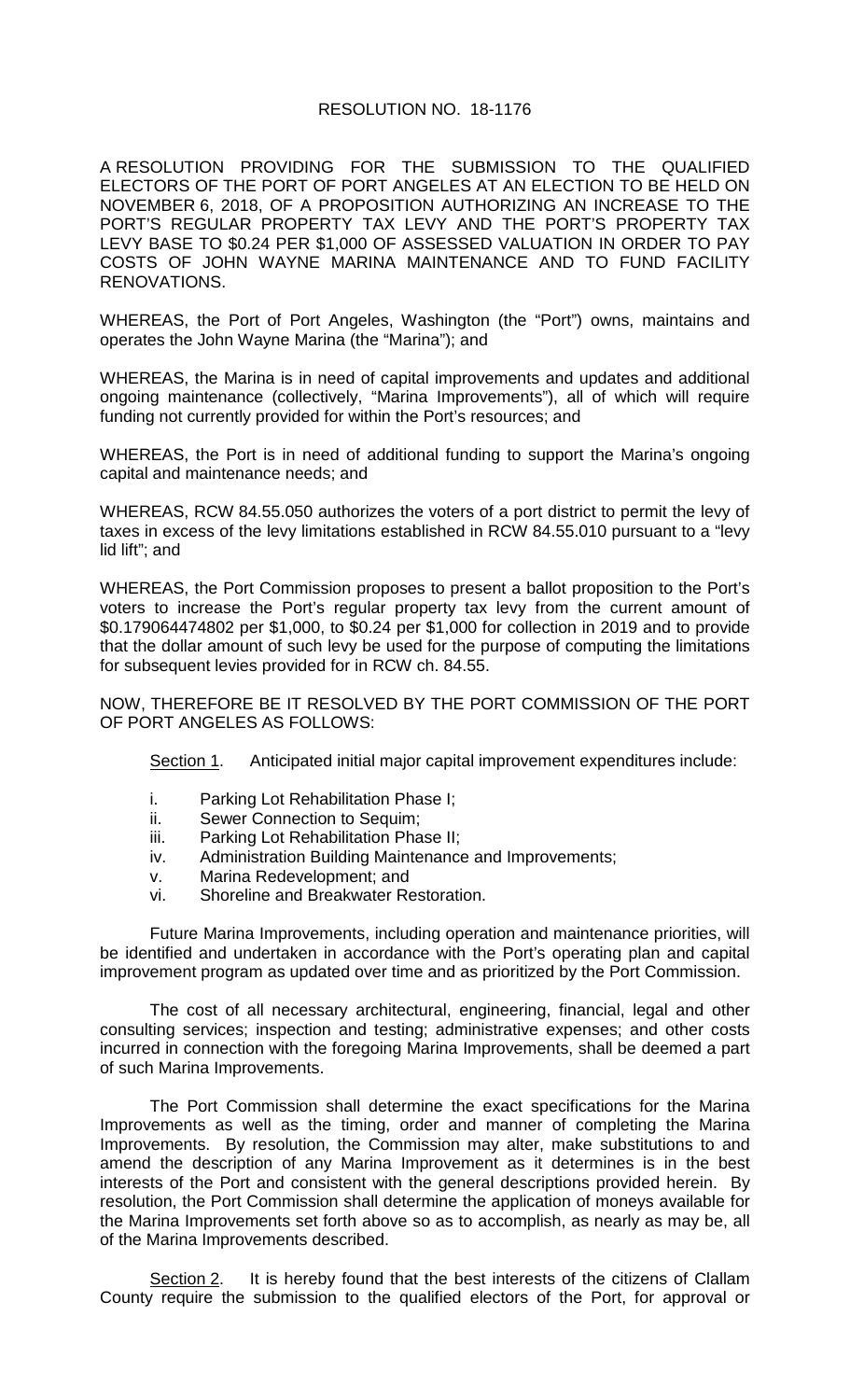RESOLUTION NO. 18-1176

A RESOLUTION PROVIDING FOR THE SUBMISSION TO THE QUALIFIED ELECTORS OF THE PORT OF PORT ANGELES AT AN ELECTION TO BE HELD ON NOVEMBER 6, 2018, OF A PROPOSITION AUTHORIZING AN INCREASE TO THE PORT'S REGULAR PROPERTY TAX LEVY AND THE PORT'S PROPERTY TAX LEVY BASE TO $0.24 PER $1,000 OF ASSESSED VALUATION IN ORDER TO PAY COSTS OF JOHN WAYNE MARINA MAINTENANCE AND TO FUND FACILITY RENOVATIONS.

WHEREAS, the Port of Port Angeles, Washington (the "Port") owns, maintains and operates the John Wayne Marina (the "Marina"); and

WHEREAS, the Marina is in need of capital improvements and updates and additional ongoing maintenance (collectively, "Marina Improvements"), all of which will require funding not currently provided for within the Port's resources; and

WHEREAS, the Port is in need of additional funding to support the Marina's ongoing capital and maintenance needs; and

WHEREAS, RCW 84.55.050 authorizes the voters of a port district to permit the levy of taxes in excess of the levy limitations established in RCW 84.55.010 pursuant to a "levy lid lift"; and

WHEREAS, the Port Commission proposes to present a ballot proposition to the Port's voters to increase the Port's regular property tax levy from the current amount of $0.179064474802 per $1,000, to $0.24 per $1,000 for collection in 2019 and to provide that the dollar amount of such levy be used for the purpose of computing the limitations for subsequent levies provided for in RCW ch. 84.55.

NOW, THEREFORE BE IT RESOLVED BY THE PORT COMMISSION OF THE PORT OF PORT ANGELES AS FOLLOWS:

Section 1. Anticipated initial major capital improvement expenditures include:

i. Parking Lot Rehabilitation Phase I;
ii. Sewer Connection to Sequim;
iii. Parking Lot Rehabilitation Phase II;
iv. Administration Building Maintenance and Improvements;
v. Marina Redevelopment; and
vi. Shoreline and Breakwater Restoration.

Future Marina Improvements, including operation and maintenance priorities, will be identified and undertaken in accordance with the Port's operating plan and capital improvement program as updated over time and as prioritized by the Port Commission.

The cost of all necessary architectural, engineering, financial, legal and other consulting services; inspection and testing; administrative expenses; and other costs incurred in connection with the foregoing Marina Improvements, shall be deemed a part of such Marina Improvements.

The Port Commission shall determine the exact specifications for the Marina Improvements as well as the timing, order and manner of completing the Marina Improvements. By resolution, the Commission may alter, make substitutions to and amend the description of any Marina Improvement as it determines is in the best interests of the Port and consistent with the general descriptions provided herein. By resolution, the Port Commission shall determine the application of moneys available for the Marina Improvements set forth above so as to accomplish, as nearly as may be, all of the Marina Improvements described.

Section 2. It is hereby found that the best interests of the citizens of Clallam County require the submission to the qualified electors of the Port, for approval or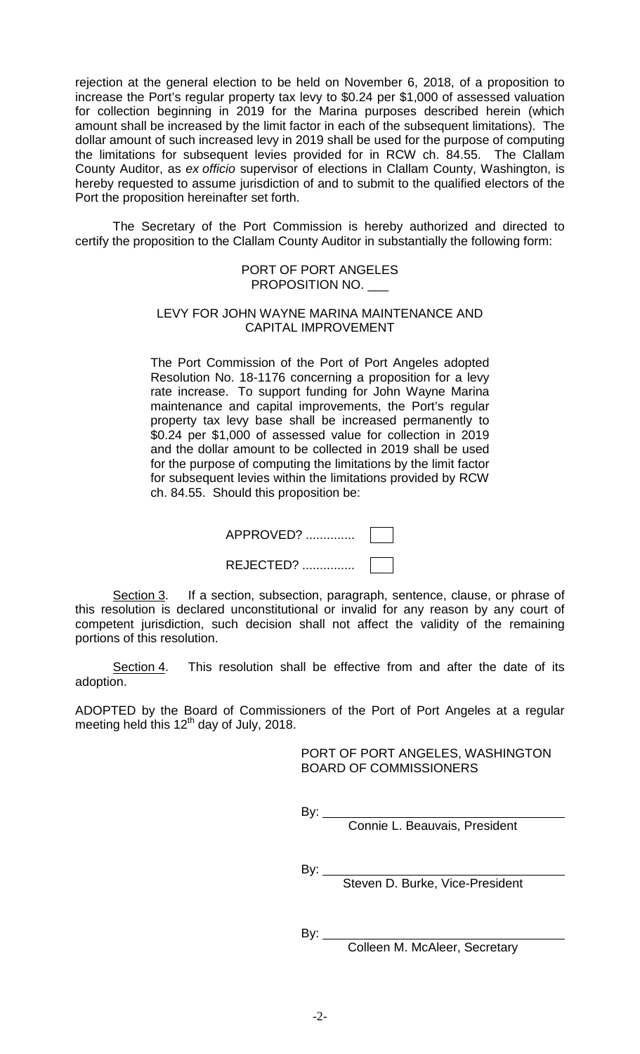rejection at the general election to be held on November 6, 2018, of a proposition to increase the Port's regular property tax levy to \$0.24 per \$1,000 of assessed valuation for collection beginning in 2019 for the Marina purposes described herein (which amount shall be increased by the limit factor in each of the subsequent limitations). The dollar amount of such increased levy in 2019 shall be used for the purpose of computing the limitations for subsequent levies provided for in RCW ch. 84.55. The Clallam County Auditor, as *ex officio* supervisor of elections in Clallam County, Washington, is hereby requested to assume jurisdiction of and to submit to the qualified electors of the Port the proposition hereinafter set forth.

The Secretary of the Port Commission is hereby authorized and directed to certify the proposition to the Clallam County Auditor in substantially the following form:

> PORT OF PORT ANGELES
> PROPOSITION NO. ___
>
> LEVY FOR JOHN WAYNE MARINA MAINTENANCE AND CAPITAL IMPROVEMENT
>
> The Port Commission of the Port of Port Angeles adopted Resolution No. 18-1176 concerning a proposition for a levy rate increase. To support funding for John Wayne Marina maintenance and capital improvements, the Port's regular property tax levy base shall be increased permanently to \$0.24 per \$1,000 of assessed value for collection in 2019 and the dollar amount to be collected in 2019 shall be used for the purpose of computing the limitations by the limit factor for subsequent levies within the limitations provided by RCW ch. 84.55. Should this proposition be:
>
> APPROVED? .............. ☐
>
> REJECTED? ............... ☐

<u>Section 3</u>. If a section, subsection, paragraph, sentence, clause, or phrase of this resolution is declared unconstitutional or invalid for any reason by any court of competent jurisdiction, such decision shall not affect the validity of the remaining portions of this resolution.

<u>Section 4</u>. This resolution shall be effective from and after the date of its adoption.

ADOPTED by the Board of Commissioners of the Port of Port Angeles at a regular meeting held this 12th day of July, 2018.

PORT OF PORT ANGELES, WASHINGTON
BOARD OF COMMISSIONERS

By: ______________________________
Connie L. Beauvais, President

By: ______________________________
Steven D. Burke, Vice-President

By: ______________________________
Colleen M. McAleer, Secretary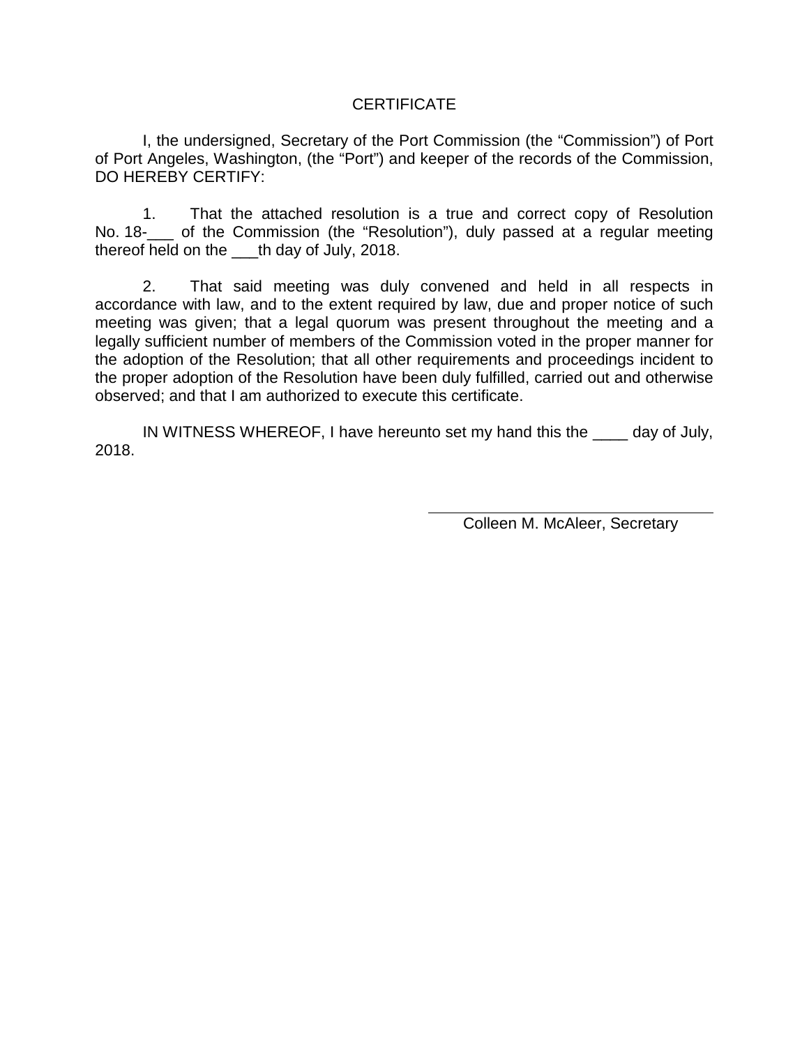# CERTIFICATE

I, the undersigned, Secretary of the Port Commission (the "Commission") of Port of Port Angeles, Washington, (the "Port") and keeper of the records of the Commission, DO HEREBY CERTIFY:

1. That the attached resolution is a true and correct copy of Resolution No. 18-___ of the Commission (the "Resolution"), duly passed at a regular meeting thereof held on the ___th day of July, 2018.

2. That said meeting was duly convened and held in all respects in accordance with law, and to the extent required by law, due and proper notice of such meeting was given; that a legal quorum was present throughout the meeting and a legally sufficient number of members of the Commission voted in the proper manner for the adoption of the Resolution; that all other requirements and proceedings incident to the proper adoption of the Resolution have been duly fulfilled, carried out and otherwise observed; and that I am authorized to execute this certificate.

IN WITNESS WHEREOF, I have hereunto set my hand this the ____ day of July, 2018.

______________________________
Colleen M. McAleer, Secretary